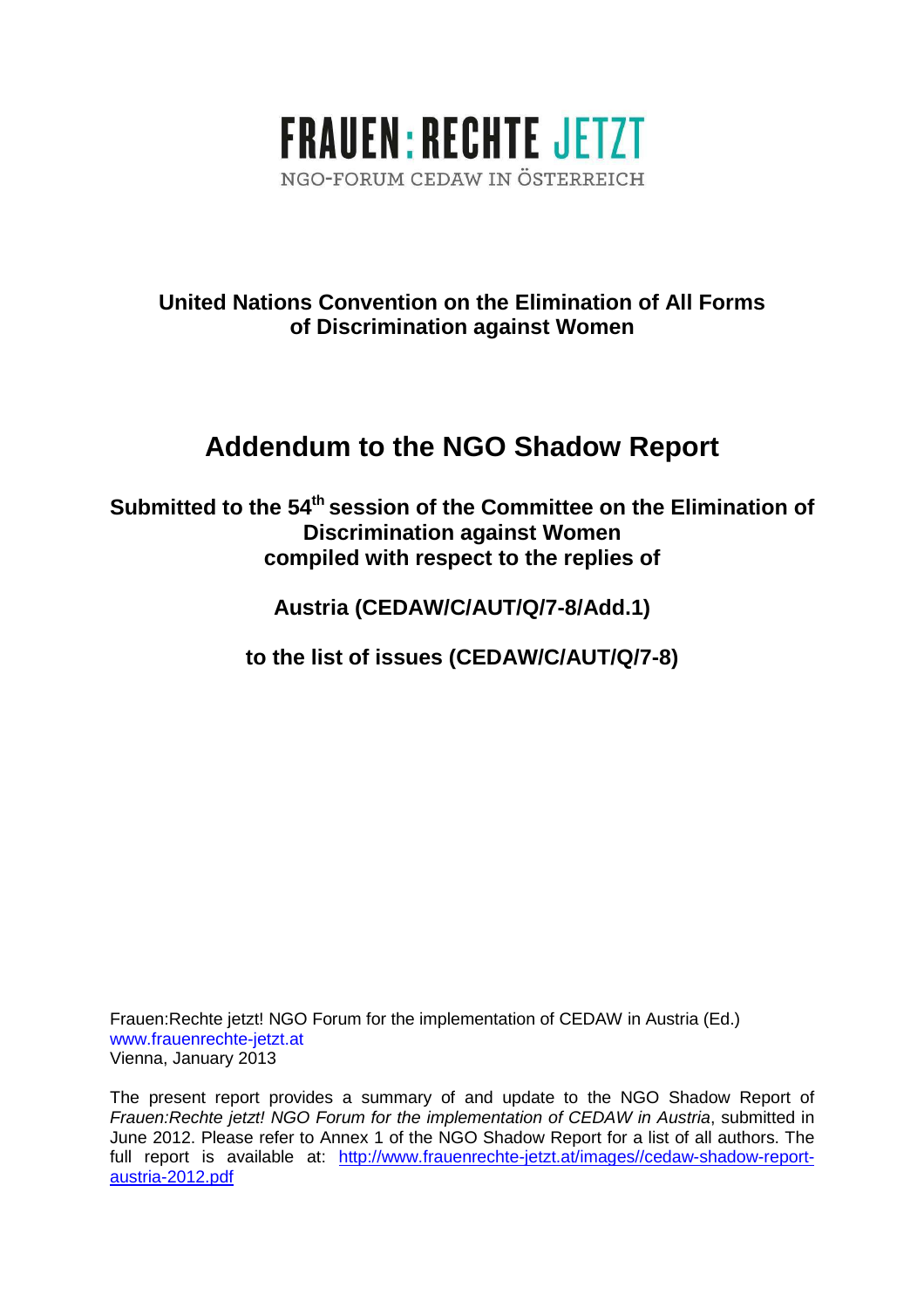**FRAUEN:RECHTE JETZT**

NGO-FORUM CEDAW IN ÖSTERREICH

**United Nations Convention on the Elimination of All Forms of Discrimination against Women**

# Addendum to the NGO Shadow Report

**Submitted to the 54th session of the Committee on the Elimination of Discrimination against Women compiled with respect to the replies of**

**Austria (CEDAW/C/AUT/Q/7-8/Add.1)**

**to the list of issues (CEDAW/C/AUT/Q/7-8)**

Frauen:Rechte jetzt! NGO Forum for the implementation of CEDAW in Austria (Ed.)
www.frauenrechte-jetzt.at
Vienna, January 2013

The present report provides a summary of and update to the NGO Shadow Report of *Frauen:Rechte jetzt! NGO Forum for the implementation of CEDAW in Austria*, submitted in June 2012. Please refer to Annex 1 of the NGO Shadow Report for a list of all authors. The full report is available at: http://www.frauenrechte-jetzt.at/images//cedaw-shadow-report-austria-2012.pdf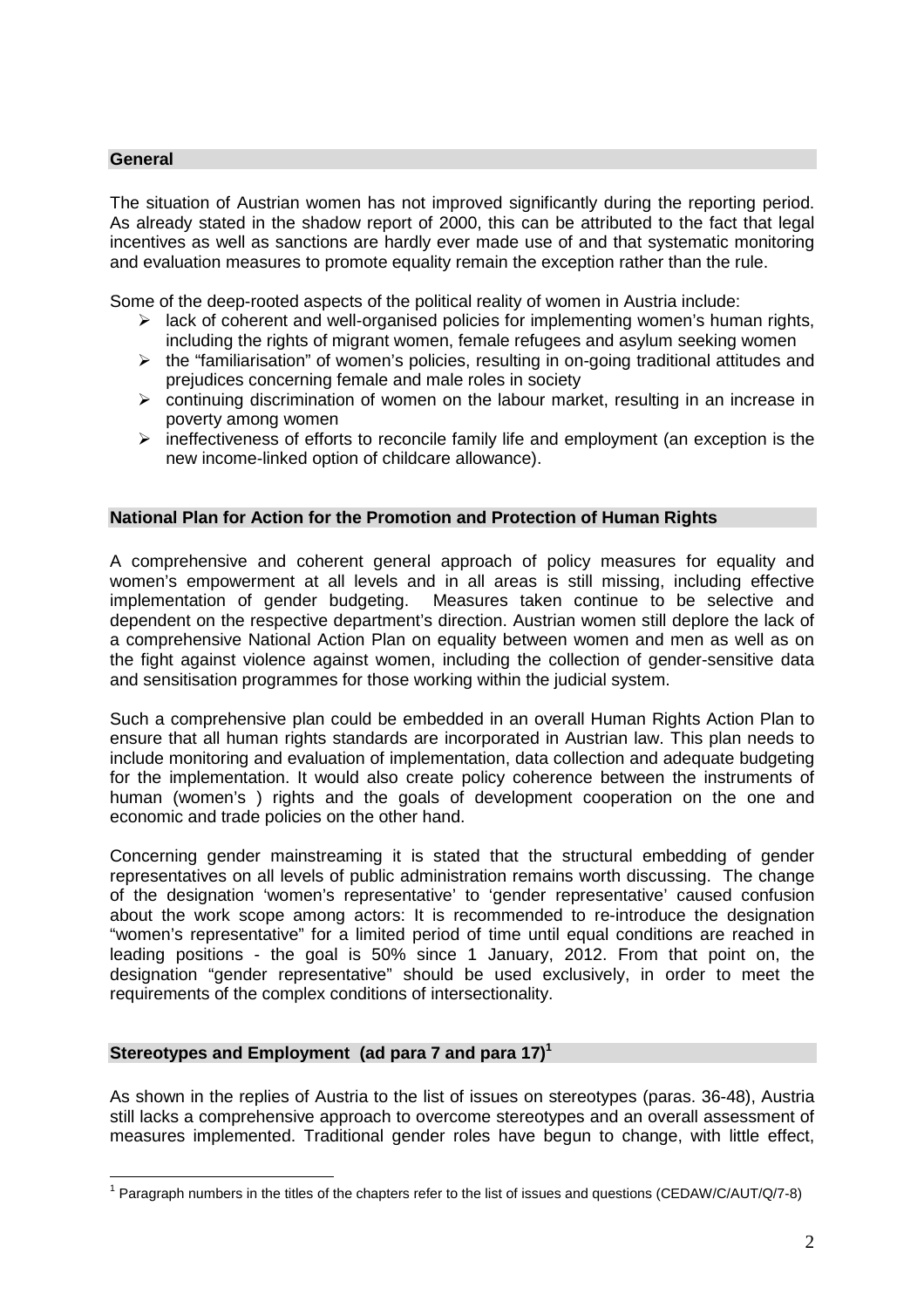## General

The situation of Austrian women has not improved significantly during the reporting period. As already stated in the shadow report of 2000, this can be attributed to the fact that legal incentives as well as sanctions are hardly ever made use of and that systematic monitoring and evaluation measures to promote equality remain the exception rather than the rule.

Some of the deep-rooted aspects of the political reality of women in Austria include:

- lack of coherent and well-organised policies for implementing women's human rights, including the rights of migrant women, female refugees and asylum seeking women
- the "familiarisation" of women's policies, resulting in on-going traditional attitudes and prejudices concerning female and male roles in society
- continuing discrimination of women on the labour market, resulting in an increase in poverty among women
- ineffectiveness of efforts to reconcile family life and employment (an exception is the new income-linked option of childcare allowance).

## National Plan for Action for the Promotion and Protection of Human Rights

A comprehensive and coherent general approach of policy measures for equality and women's empowerment at all levels and in all areas is still missing, including effective implementation of gender budgeting. Measures taken continue to be selective and dependent on the respective department's direction. Austrian women still deplore the lack of a comprehensive National Action Plan on equality between women and men as well as on the fight against violence against women, including the collection of gender-sensitive data and sensitisation programmes for those working within the judicial system.

Such a comprehensive plan could be embedded in an overall Human Rights Action Plan to ensure that all human rights standards are incorporated in Austrian law. This plan needs to include monitoring and evaluation of implementation, data collection and adequate budgeting for the implementation. It would also create policy coherence between the instruments of human (women's ) rights and the goals of development cooperation on the one and economic and trade policies on the other hand.

Concerning gender mainstreaming it is stated that the structural embedding of gender representatives on all levels of public administration remains worth discussing. The change of the designation 'women's representative' to 'gender representative' caused confusion about the work scope among actors: It is recommended to re-introduce the designation "women's representative" for a limited period of time until equal conditions are reached in leading positions - the goal is 50% since 1 January, 2012. From that point on, the designation "gender representative" should be used exclusively, in order to meet the requirements of the complex conditions of intersectionality.

## Stereotypes and Employment (ad para 7 and para 17)[1]

As shown in the replies of Austria to the list of issues on stereotypes (paras. 36-48), Austria still lacks a comprehensive approach to overcome stereotypes and an overall assessment of measures implemented. Traditional gender roles have begun to change, with little effect,

---

[1] Paragraph numbers in the titles of the chapters refer to the list of issues and questions (CEDAW/C/AUT/Q/7-8)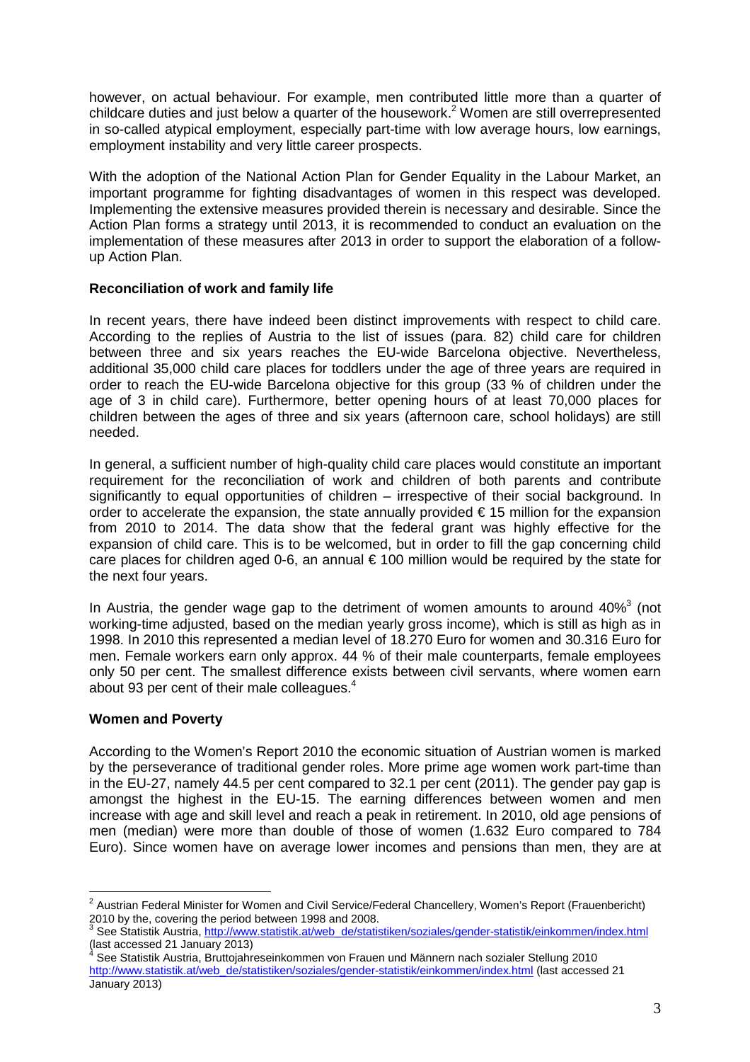however, on actual behaviour. For example, men contributed little more than a quarter of childcare duties and just below a quarter of the housework.[2] Women are still overrepresented in so-called atypical employment, especially part-time with low average hours, low earnings, employment instability and very little career prospects.

With the adoption of the National Action Plan for Gender Equality in the Labour Market, an important programme for fighting disadvantages of women in this respect was developed. Implementing the extensive measures provided therein is necessary and desirable. Since the Action Plan forms a strategy until 2013, it is recommended to conduct an evaluation on the implementation of these measures after 2013 in order to support the elaboration of a follow-up Action Plan.

**Reconciliation of work and family life**

In recent years, there have indeed been distinct improvements with respect to child care. According to the replies of Austria to the list of issues (para. 82) child care for children between three and six years reaches the EU-wide Barcelona objective. Nevertheless, additional 35,000 child care places for toddlers under the age of three years are required in order to reach the EU-wide Barcelona objective for this group (33 % of children under the age of 3 in child care). Furthermore, better opening hours of at least 70,000 places for children between the ages of three and six years (afternoon care, school holidays) are still needed.

In general, a sufficient number of high-quality child care places would constitute an important requirement for the reconciliation of work and children of both parents and contribute significantly to equal opportunities of children – irrespective of their social background. In order to accelerate the expansion, the state annually provided € 15 million for the expansion from 2010 to 2014. The data show that the federal grant was highly effective for the expansion of child care. This is to be welcomed, but in order to fill the gap concerning child care places for children aged 0-6, an annual € 100 million would be required by the state for the next four years.

In Austria, the gender wage gap to the detriment of women amounts to around 40%[3] (not working-time adjusted, based on the median yearly gross income), which is still as high as in 1998. In 2010 this represented a median level of 18.270 Euro for women and 30.316 Euro for men. Female workers earn only approx. 44 % of their male counterparts, female employees only 50 per cent. The smallest difference exists between civil servants, where women earn about 93 per cent of their male colleagues.[4]

**Women and Poverty**

According to the Women's Report 2010 the economic situation of Austrian women is marked by the perseverance of traditional gender roles. More prime age women work part-time than in the EU-27, namely 44.5 per cent compared to 32.1 per cent (2011). The gender pay gap is amongst the highest in the EU-15. The earning differences between women and men increase with age and skill level and reach a peak in retirement. In 2010, old age pensions of men (median) were more than double of those of women (1.632 Euro compared to 784 Euro). Since women have on average lower incomes and pensions than men, they are at

---

[2] Austrian Federal Minister for Women and Civil Service/Federal Chancellery, Women's Report (Frauenbericht) 2010 by the, covering the period between 1998 and 2008.

[3] See Statistik Austria, http://www.statistik.at/web_de/statistiken/soziales/gender-statistik/einkommen/index.html (last accessed 21 January 2013)

[4] See Statistik Austria, Bruttojahreseinkommen von Frauen und Männern nach sozialer Stellung 2010 http://www.statistik.at/web_de/statistiken/soziales/gender-statistik/einkommen/index.html (last accessed 21 January 2013)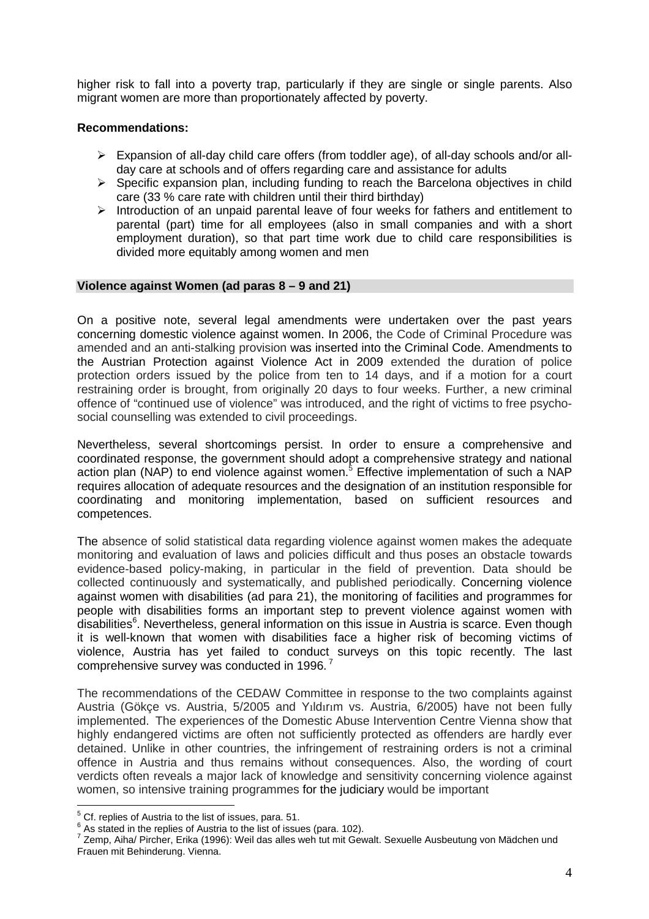higher risk to fall into a poverty trap, particularly if they are single or single parents. Also migrant women are more than proportionately affected by poverty.

**Recommendations:**

- Expansion of all-day child care offers (from toddler age), of all-day schools and/or all-day care at schools and of offers regarding care and assistance for adults
- Specific expansion plan, including funding to reach the Barcelona objectives in child care (33 % care rate with children until their third birthday)
- Introduction of an unpaid parental leave of four weeks for fathers and entitlement to parental (part) time for all employees (also in small companies and with a short employment duration), so that part time work due to child care responsibilities is divided more equitably among women and men

### Violence against Women (ad paras 8 – 9 and 21)

On a positive note, several legal amendments were undertaken over the past years concerning domestic violence against women. In 2006, the Code of Criminal Procedure was amended and an anti-stalking provision was inserted into the Criminal Code. Amendments to the Austrian Protection against Violence Act in 2009 extended the duration of police protection orders issued by the police from ten to 14 days, and if a motion for a court restraining order is brought, from originally 20 days to four weeks. Further, a new criminal offence of "continued use of violence" was introduced, and the right of victims to free psycho-social counselling was extended to civil proceedings.

Nevertheless, several shortcomings persist. In order to ensure a comprehensive and coordinated response, the government should adopt a comprehensive strategy and national action plan (NAP) to end violence against women.[5] Effective implementation of such a NAP requires allocation of adequate resources and the designation of an institution responsible for coordinating and monitoring implementation, based on sufficient resources and competences.

The absence of solid statistical data regarding violence against women makes the adequate monitoring and evaluation of laws and policies difficult and thus poses an obstacle towards evidence-based policy-making, in particular in the field of prevention. Data should be collected continuously and systematically, and published periodically. Concerning violence against women with disabilities (ad para 21), the monitoring of facilities and programmes for people with disabilities forms an important step to prevent violence against women with disabilities[6]. Nevertheless, general information on this issue in Austria is scarce. Even though it is well-known that women with disabilities face a higher risk of becoming victims of violence, Austria has yet failed to conduct surveys on this topic recently. The last comprehensive survey was conducted in 1996.[7]

The recommendations of the CEDAW Committee in response to the two complaints against Austria (Gökçe vs. Austria, 5/2005 and Yıldırım vs. Austria, 6/2005) have not been fully implemented. The experiences of the Domestic Abuse Intervention Centre Vienna show that highly endangered victims are often not sufficiently protected as offenders are hardly ever detained. Unlike in other countries, the infringement of restraining orders is not a criminal offence in Austria and thus remains without consequences. Also, the wording of court verdicts often reveals a major lack of knowledge and sensitivity concerning violence against women, so intensive training programmes for the judiciary would be important

---

[5] Cf. replies of Austria to the list of issues, para. 51.

[6] As stated in the replies of Austria to the list of issues (para. 102).

[7] Zemp, Aiha/ Pircher, Erika (1996): Weil das alles weh tut mit Gewalt. Sexuelle Ausbeutung von Mädchen und Frauen mit Behinderung. Vienna.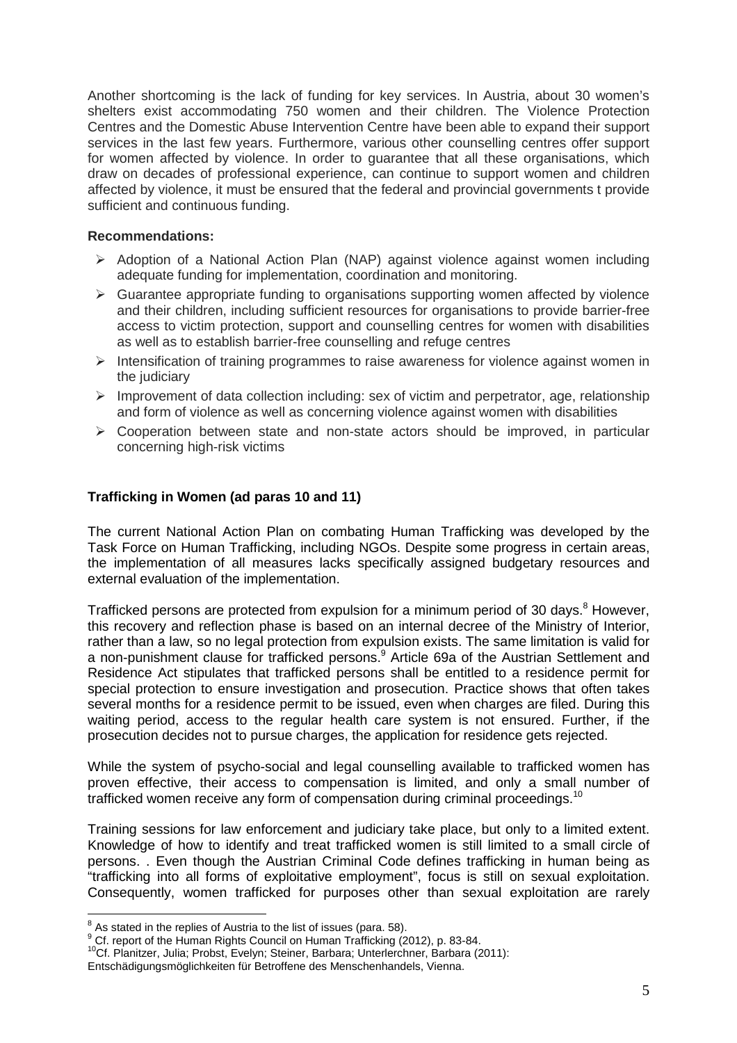Another shortcoming is the lack of funding for key services. In Austria, about 30 women's shelters exist accommodating 750 women and their children. The Violence Protection Centres and the Domestic Abuse Intervention Centre have been able to expand their support services in the last few years. Furthermore, various other counselling centres offer support for women affected by violence. In order to guarantee that all these organisations, which draw on decades of professional experience, can continue to support women and children affected by violence, it must be ensured that the federal and provincial governments t provide sufficient and continuous funding.

**Recommendations:**

- Adoption of a National Action Plan (NAP) against violence against women including adequate funding for implementation, coordination and monitoring.
- Guarantee appropriate funding to organisations supporting women affected by violence and their children, including sufficient resources for organisations to provide barrier-free access to victim protection, support and counselling centres for women with disabilities as well as to establish barrier-free counselling and refuge centres
- Intensification of training programmes to raise awareness for violence against women in the judiciary
- Improvement of data collection including: sex of victim and perpetrator, age, relationship and form of violence as well as concerning violence against women with disabilities
- Cooperation between state and non-state actors should be improved, in particular concerning high-risk victims

### Trafficking in Women (ad paras 10 and 11)

The current National Action Plan on combating Human Trafficking was developed by the Task Force on Human Trafficking, including NGOs. Despite some progress in certain areas, the implementation of all measures lacks specifically assigned budgetary resources and external evaluation of the implementation.

Trafficked persons are protected from expulsion for a minimum period of 30 days.[8] However, this recovery and reflection phase is based on an internal decree of the Ministry of Interior, rather than a law, so no legal protection from expulsion exists. The same limitation is valid for a non-punishment clause for trafficked persons.[9] Article 69a of the Austrian Settlement and Residence Act stipulates that trafficked persons shall be entitled to a residence permit for special protection to ensure investigation and prosecution. Practice shows that often takes several months for a residence permit to be issued, even when charges are filed. During this waiting period, access to the regular health care system is not ensured. Further, if the prosecution decides not to pursue charges, the application for residence gets rejected.

While the system of psycho-social and legal counselling available to trafficked women has proven effective, their access to compensation is limited, and only a small number of trafficked women receive any form of compensation during criminal proceedings.[10]

Training sessions for law enforcement and judiciary take place, but only to a limited extent. Knowledge of how to identify and treat trafficked women is still limited to a small circle of persons. . Even though the Austrian Criminal Code defines trafficking in human being as "trafficking into all forms of exploitative employment", focus is still on sexual exploitation. Consequently, women trafficked for purposes other than sexual exploitation are rarely

---

[8] As stated in the replies of Austria to the list of issues (para. 58).

[9] Cf. report of the Human Rights Council on Human Trafficking (2012), p. 83-84.

[10] Cf. Planitzer, Julia; Probst, Evelyn; Steiner, Barbara; Unterlerchner, Barbara (2011): Entschädigungsmöglichkeiten für Betroffene des Menschenhandels, Vienna.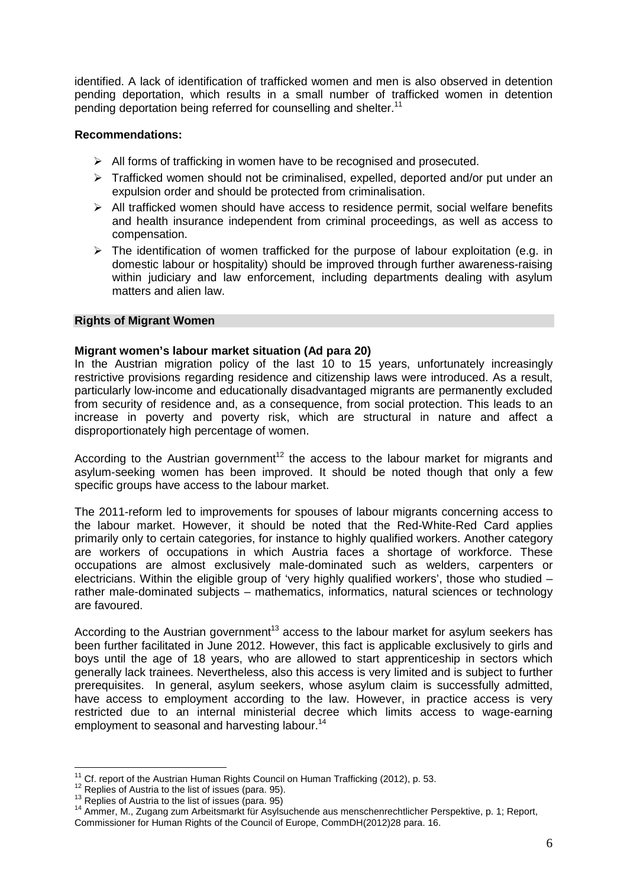identified. A lack of identification of trafficked women and men is also observed in detention pending deportation, which results in a small number of trafficked women in detention pending deportation being referred for counselling and shelter.[11]

**Recommendations:**

- All forms of trafficking in women have to be recognised and prosecuted.
- Trafficked women should not be criminalised, expelled, deported and/or put under an expulsion order and should be protected from criminalisation.
- All trafficked women should have access to residence permit, social welfare benefits and health insurance independent from criminal proceedings, as well as access to compensation.
- The identification of women trafficked for the purpose of labour exploitation (e.g. in domestic labour or hospitality) should be improved through further awareness-raising within judiciary and law enforcement, including departments dealing with asylum matters and alien law.

## Rights of Migrant Women

**Migrant women's labour market situation (Ad para 20)**

In the Austrian migration policy of the last 10 to 15 years, unfortunately increasingly restrictive provisions regarding residence and citizenship laws were introduced. As a result, particularly low-income and educationally disadvantaged migrants are permanently excluded from security of residence and, as a consequence, from social protection. This leads to an increase in poverty and poverty risk, which are structural in nature and affect a disproportionately high percentage of women.

According to the Austrian government[12] the access to the labour market for migrants and asylum-seeking women has been improved. It should be noted though that only a few specific groups have access to the labour market.

The 2011-reform led to improvements for spouses of labour migrants concerning access to the labour market. However, it should be noted that the Red-White-Red Card applies primarily only to certain categories, for instance to highly qualified workers. Another category are workers of occupations in which Austria faces a shortage of workforce. These occupations are almost exclusively male-dominated such as welders, carpenters or electricians. Within the eligible group of 'very highly qualified workers', those who studied – rather male-dominated subjects – mathematics, informatics, natural sciences or technology are favoured.

According to the Austrian government[13] access to the labour market for asylum seekers has been further facilitated in June 2012. However, this fact is applicable exclusively to girls and boys until the age of 18 years, who are allowed to start apprenticeship in sectors which generally lack trainees. Nevertheless, also this access is very limited and is subject to further prerequisites. In general, asylum seekers, whose asylum claim is successfully admitted, have access to employment according to the law. However, in practice access is very restricted due to an internal ministerial decree which limits access to wage-earning employment to seasonal and harvesting labour.[14]

---

[11] Cf. report of the Austrian Human Rights Council on Human Trafficking (2012), p. 53.

[12] Replies of Austria to the list of issues (para. 95).

[13] Replies of Austria to the list of issues (para. 95)

[14] Ammer, M., Zugang zum Arbeitsmarkt für Asylsuchende aus menschenrechtlicher Perspektive, p. 1; Report, Commissioner for Human Rights of the Council of Europe, CommDH(2012)28 para. 16.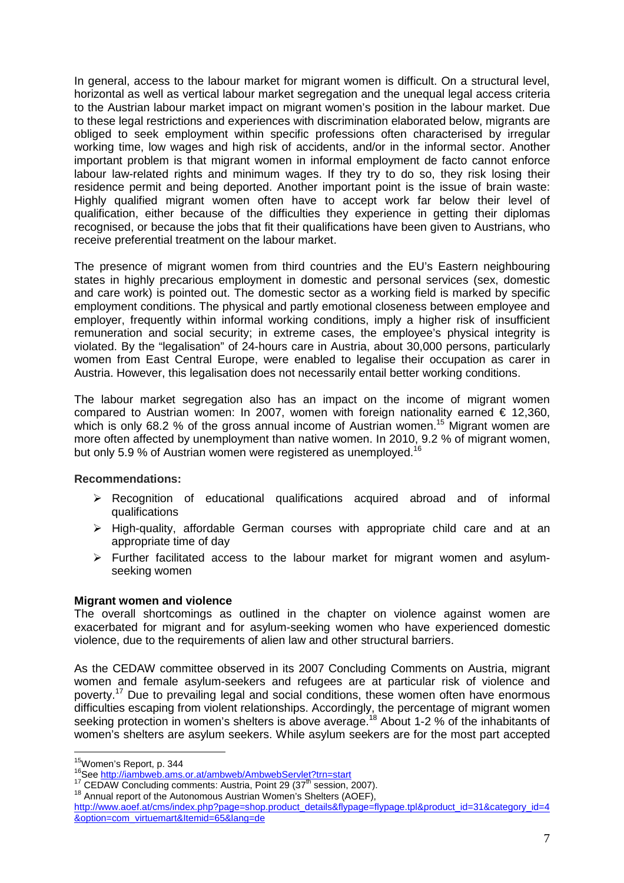In general, access to the labour market for migrant women is difficult. On a structural level, horizontal as well as vertical labour market segregation and the unequal legal access criteria to the Austrian labour market impact on migrant women's position in the labour market. Due to these legal restrictions and experiences with discrimination elaborated below, migrants are obliged to seek employment within specific professions often characterised by irregular working time, low wages and high risk of accidents, and/or in the informal sector. Another important problem is that migrant women in informal employment de facto cannot enforce labour law-related rights and minimum wages. If they try to do so, they risk losing their residence permit and being deported. Another important point is the issue of brain waste: Highly qualified migrant women often have to accept work far below their level of qualification, either because of the difficulties they experience in getting their diplomas recognised, or because the jobs that fit their qualifications have been given to Austrians, who receive preferential treatment on the labour market.

The presence of migrant women from third countries and the EU's Eastern neighbouring states in highly precarious employment in domestic and personal services (sex, domestic and care work) is pointed out. The domestic sector as a working field is marked by specific employment conditions. The physical and partly emotional closeness between employee and employer, frequently within informal working conditions, imply a higher risk of insufficient remuneration and social security; in extreme cases, the employee's physical integrity is violated. By the "legalisation" of 24-hours care in Austria, about 30,000 persons, particularly women from East Central Europe, were enabled to legalise their occupation as carer in Austria. However, this legalisation does not necessarily entail better working conditions.

The labour market segregation also has an impact on the income of migrant women compared to Austrian women: In 2007, women with foreign nationality earned € 12,360, which is only 68.2 % of the gross annual income of Austrian women.[15] Migrant women are more often affected by unemployment than native women. In 2010, 9.2 % of migrant women, but only 5.9 % of Austrian women were registered as unemployed.[16]

**Recommendations:**

- Recognition of educational qualifications acquired abroad and of informal qualifications
- High-quality, affordable German courses with appropriate child care and at an appropriate time of day
- Further facilitated access to the labour market for migrant women and asylum-seeking women

**Migrant women and violence**

The overall shortcomings as outlined in the chapter on violence against women are exacerbated for migrant and for asylum-seeking women who have experienced domestic violence, due to the requirements of alien law and other structural barriers.

As the CEDAW committee observed in its 2007 Concluding Comments on Austria, migrant women and female asylum-seekers and refugees are at particular risk of violence and poverty.[17] Due to prevailing legal and social conditions, these women often have enormous difficulties escaping from violent relationships. Accordingly, the percentage of migrant women seeking protection in women's shelters is above average.[18] About 1-2 % of the inhabitants of women's shelters are asylum seekers. While asylum seekers are for the most part accepted

---

[15] Women's Report, p. 344

[16] See http://iambweb.ams.or.at/ambweb/AmbwebServlet?trn=start

[17] CEDAW Concluding comments: Austria, Point 29 (37th session, 2007).

[18] Annual report of the Autonomous Austrian Women's Shelters (AOEF), http://www.aoef.at/cms/index.php?page=shop.product_details&flypage=flypage.tpl&product_id=31&category_id=4&option=com_virtuemart&Itemid=65&lang=de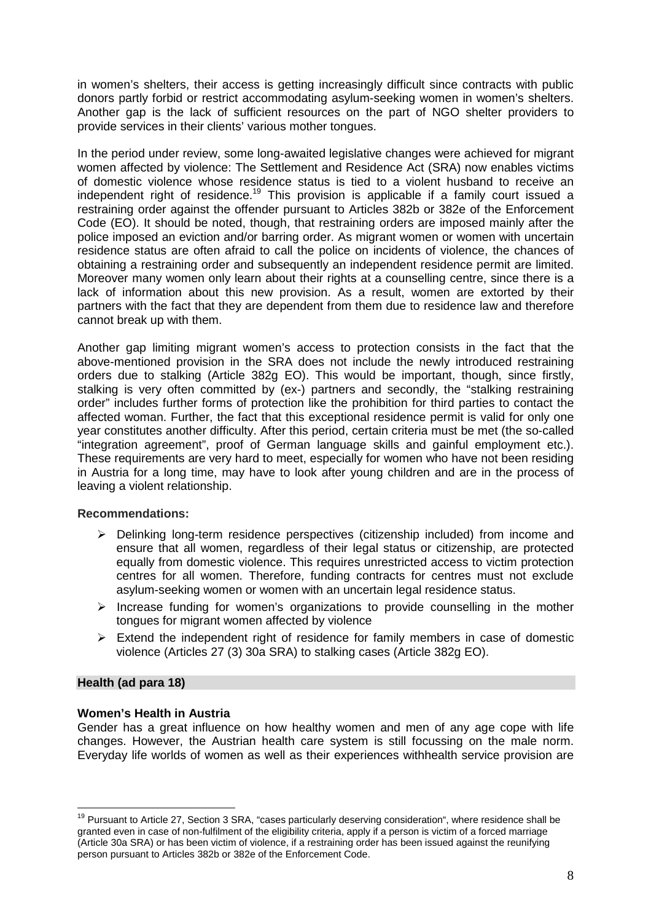in women's shelters, their access is getting increasingly difficult since contracts with public donors partly forbid or restrict accommodating asylum-seeking women in women's shelters. Another gap is the lack of sufficient resources on the part of NGO shelter providers to provide services in their clients' various mother tongues.

In the period under review, some long-awaited legislative changes were achieved for migrant women affected by violence: The Settlement and Residence Act (SRA) now enables victims of domestic violence whose residence status is tied to a violent husband to receive an independent right of residence.[19] This provision is applicable if a family court issued a restraining order against the offender pursuant to Articles 382b or 382e of the Enforcement Code (EO). It should be noted, though, that restraining orders are imposed mainly after the police imposed an eviction and/or barring order. As migrant women or women with uncertain residence status are often afraid to call the police on incidents of violence, the chances of obtaining a restraining order and subsequently an independent residence permit are limited. Moreover many women only learn about their rights at a counselling centre, since there is a lack of information about this new provision. As a result, women are extorted by their partners with the fact that they are dependent from them due to residence law and therefore cannot break up with them.

Another gap limiting migrant women's access to protection consists in the fact that the above-mentioned provision in the SRA does not include the newly introduced restraining orders due to stalking (Article 382g EO). This would be important, though, since firstly, stalking is very often committed by (ex-) partners and secondly, the "stalking restraining order" includes further forms of protection like the prohibition for third parties to contact the affected woman. Further, the fact that this exceptional residence permit is valid for only one year constitutes another difficulty. After this period, certain criteria must be met (the so-called "integration agreement", proof of German language skills and gainful employment etc.). These requirements are very hard to meet, especially for women who have not been residing in Austria for a long time, may have to look after young children and are in the process of leaving a violent relationship.

**Recommendations:**

- Delinking long-term residence perspectives (citizenship included) from income and ensure that all women, regardless of their legal status or citizenship, are protected equally from domestic violence. This requires unrestricted access to victim protection centres for all women. Therefore, funding contracts for centres must not exclude asylum-seeking women or women with an uncertain legal residence status.
- Increase funding for women's organizations to provide counselling in the mother tongues for migrant women affected by violence
- Extend the independent right of residence for family members in case of domestic violence (Articles 27 (3) 30a SRA) to stalking cases (Article 382g EO).

## Health (ad para 18)

**Women's Health in Austria**

Gender has a great influence on how healthy women and men of any age cope with life changes. However, the Austrian health care system is still focussing on the male norm. Everyday life worlds of women as well as their experiences withhealth service provision are

---

[19] Pursuant to Article 27, Section 3 SRA, "cases particularly deserving consideration", where residence shall be granted even in case of non-fulfilment of the eligibility criteria, apply if a person is victim of a forced marriage (Article 30a SRA) or has been victim of violence, if a restraining order has been issued against the reunifying person pursuant to Articles 382b or 382e of the Enforcement Code.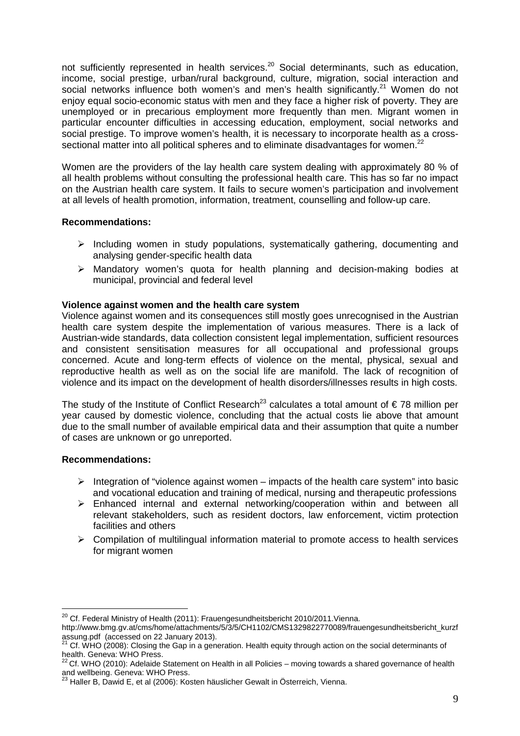not sufficiently represented in health services.[20] Social determinants, such as education, income, social prestige, urban/rural background, culture, migration, social interaction and social networks influence both women's and men's health significantly.[21] Women do not enjoy equal socio-economic status with men and they face a higher risk of poverty. They are unemployed or in precarious employment more frequently than men. Migrant women in particular encounter difficulties in accessing education, employment, social networks and social prestige. To improve women's health, it is necessary to incorporate health as a cross-sectional matter into all political spheres and to eliminate disadvantages for women.[22]

Women are the providers of the lay health care system dealing with approximately 80 % of all health problems without consulting the professional health care. This has so far no impact on the Austrian health care system. It fails to secure women's participation and involvement at all levels of health promotion, information, treatment, counselling and follow-up care.

**Recommendations:**

- Including women in study populations, systematically gathering, documenting and analysing gender-specific health data
- Mandatory women's quota for health planning and decision-making bodies at municipal, provincial and federal level

**Violence against women and the health care system**

Violence against women and its consequences still mostly goes unrecognised in the Austrian health care system despite the implementation of various measures. There is a lack of Austrian-wide standards, data collection consistent legal implementation, sufficient resources and consistent sensitisation measures for all occupational and professional groups concerned. Acute and long-term effects of violence on the mental, physical, sexual and reproductive health as well as on the social life are manifold. The lack of recognition of violence and its impact on the development of health disorders/illnesses results in high costs.

The study of the Institute of Conflict Research[23] calculates a total amount of € 78 million per year caused by domestic violence, concluding that the actual costs lie above that amount due to the small number of available empirical data and their assumption that quite a number of cases are unknown or go unreported.

**Recommendations:**

- Integration of "violence against women – impacts of the health care system" into basic and vocational education and training of medical, nursing and therapeutic professions
- Enhanced internal and external networking/cooperation within and between all relevant stakeholders, such as resident doctors, law enforcement, victim protection facilities and others
- Compilation of multilingual information material to promote access to health services for migrant women

---

[20] Cf. Federal Ministry of Health (2011): Frauengesundheitsbericht 2010/2011.Vienna. http://www.bmg.gv.at/cms/home/attachments/5/3/5/CH1102/CMS1329822770089/frauengesundheitsbericht_kurzfassung.pdf (accessed on 22 January 2013).

[21] Cf. WHO (2008): Closing the Gap in a generation. Health equity through action on the social determinants of health. Geneva: WHO Press.

[22] Cf. WHO (2010): Adelaide Statement on Health in all Policies – moving towards a shared governance of health and wellbeing. Geneva: WHO Press.

[23] Haller B, Dawid E, et al (2006): Kosten häuslicher Gewalt in Österreich, Vienna.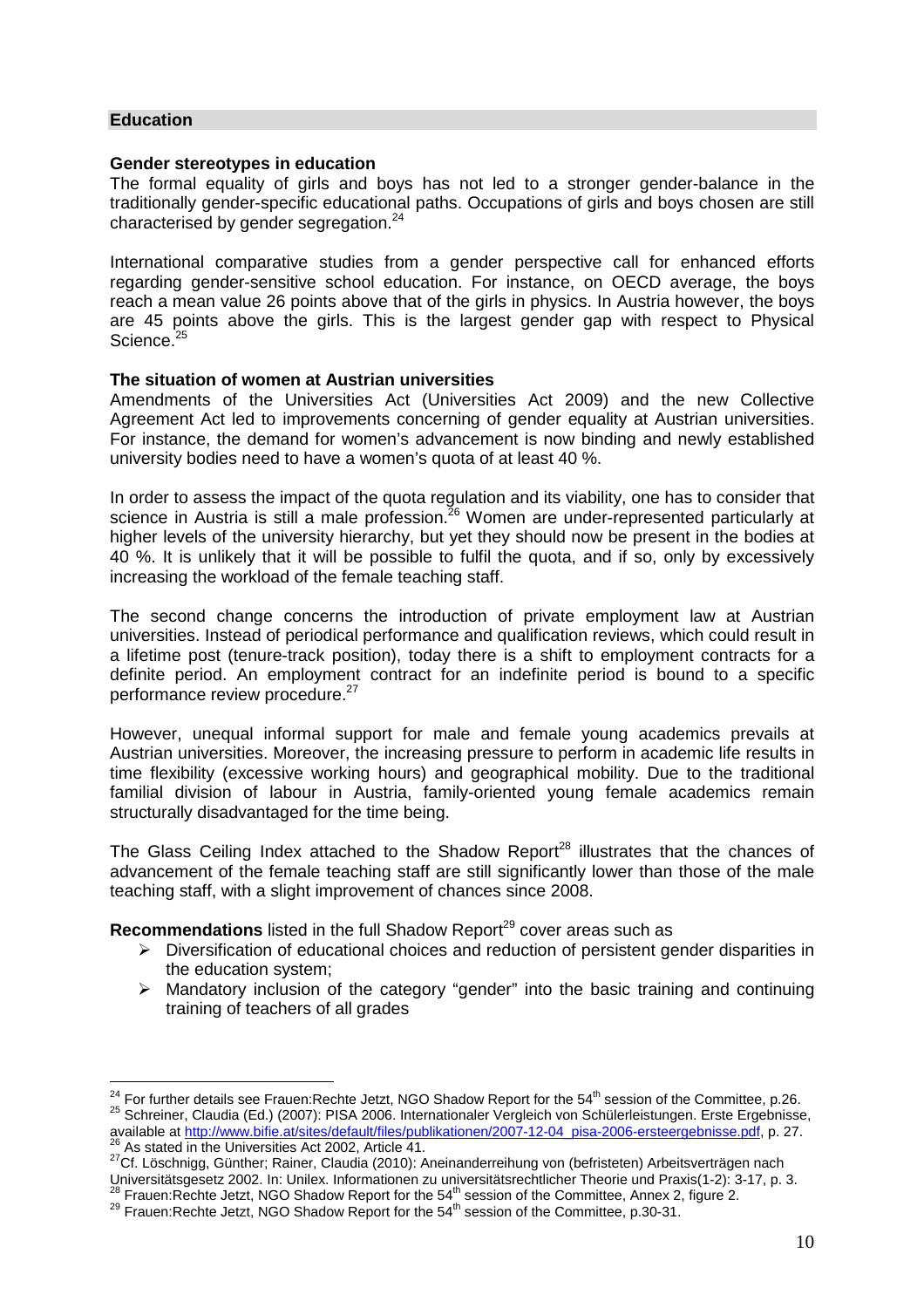## Education

### Gender stereotypes in education

The formal equality of girls and boys has not led to a stronger gender-balance in the traditionally gender-specific educational paths. Occupations of girls and boys chosen are still characterised by gender segregation.[24]

International comparative studies from a gender perspective call for enhanced efforts regarding gender-sensitive school education. For instance, on OECD average, the boys reach a mean value 26 points above that of the girls in physics. In Austria however, the boys are 45 points above the girls. This is the largest gender gap with respect to Physical Science.[25]

### The situation of women at Austrian universities

Amendments of the Universities Act (Universities Act 2009) and the new Collective Agreement Act led to improvements concerning of gender equality at Austrian universities. For instance, the demand for women's advancement is now binding and newly established university bodies need to have a women's quota of at least 40 %.

In order to assess the impact of the quota regulation and its viability, one has to consider that science in Austria is still a male profession.[26] Women are under-represented particularly at higher levels of the university hierarchy, but yet they should now be present in the bodies at 40 %. It is unlikely that it will be possible to fulfil the quota, and if so, only by excessively increasing the workload of the female teaching staff.

The second change concerns the introduction of private employment law at Austrian universities. Instead of periodical performance and qualification reviews, which could result in a lifetime post (tenure-track position), today there is a shift to employment contracts for a definite period. An employment contract for an indefinite period is bound to a specific performance review procedure.[27]

However, unequal informal support for male and female young academics prevails at Austrian universities. Moreover, the increasing pressure to perform in academic life results in time flexibility (excessive working hours) and geographical mobility. Due to the traditional familial division of labour in Austria, family-oriented young female academics remain structurally disadvantaged for the time being.

The Glass Ceiling Index attached to the Shadow Report[28] illustrates that the chances of advancement of the female teaching staff are still significantly lower than those of the male teaching staff, with a slight improvement of chances since 2008.

**Recommendations** listed in the full Shadow Report[29] cover areas such as

- Diversification of educational choices and reduction of persistent gender disparities in the education system;
- Mandatory inclusion of the category "gender" into the basic training and continuing training of teachers of all grades

---

[24] For further details see Frauen:Rechte Jetzt, NGO Shadow Report for the 54th session of the Committee, p.26.

[25] Schreiner, Claudia (Ed.) (2007): PISA 2006. Internationaler Vergleich von Schülerleistungen. Erste Ergebnisse, available at http://www.bifie.at/sites/default/files/publikationen/2007-12-04_pisa-2006-ersteergebnisse.pdf, p. 27.

[26] As stated in the Universities Act 2002, Article 41.

[27] Cf. Löschnigg, Günther; Rainer, Claudia (2010): Aneinanderreihung von (befristeten) Arbeitsverträgen nach Universitätsgesetz 2002. In: Unilex. Informationen zu universitätsrechtlicher Theorie und Praxis(1-2): 3-17, p. 3.

[28] Frauen:Rechte Jetzt, NGO Shadow Report for the 54th session of the Committee, Annex 2, figure 2.

[29] Frauen:Rechte Jetzt, NGO Shadow Report for the 54th session of the Committee, p.30-31.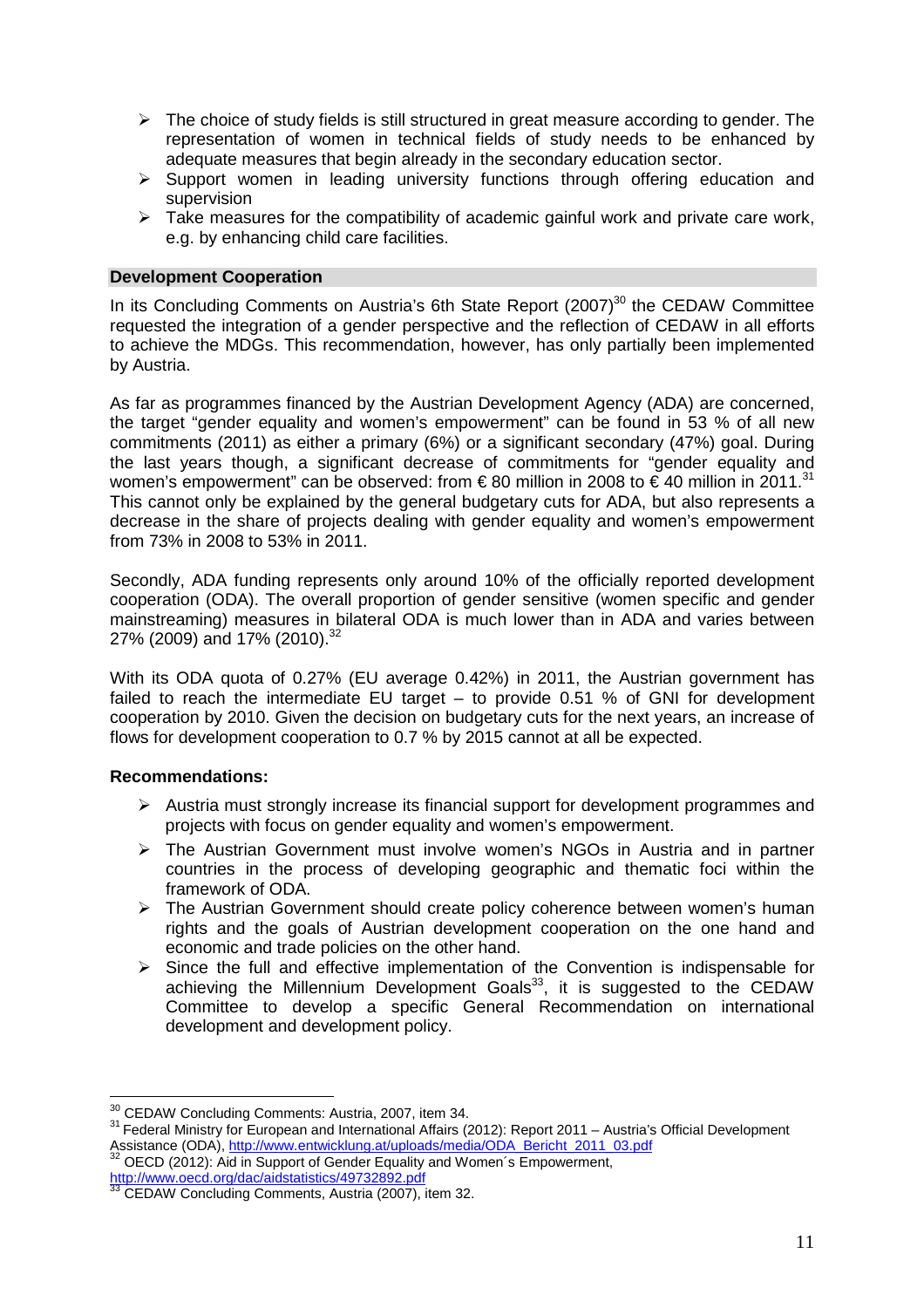- The choice of study fields is still structured in great measure according to gender. The representation of women in technical fields of study needs to be enhanced by adequate measures that begin already in the secondary education sector.
- Support women in leading university functions through offering education and supervision
- Take measures for the compatibility of academic gainful work and private care work, e.g. by enhancing child care facilities.

## Development Cooperation

In its Concluding Comments on Austria's 6th State Report (2007)[30] the CEDAW Committee requested the integration of a gender perspective and the reflection of CEDAW in all efforts to achieve the MDGs. This recommendation, however, has only partially been implemented by Austria.

As far as programmes financed by the Austrian Development Agency (ADA) are concerned, the target "gender equality and women's empowerment" can be found in 53 % of all new commitments (2011) as either a primary (6%) or a significant secondary (47%) goal. During the last years though, a significant decrease of commitments for "gender equality and women's empowerment" can be observed: from € 80 million in 2008 to € 40 million in 2011.[31] This cannot only be explained by the general budgetary cuts for ADA, but also represents a decrease in the share of projects dealing with gender equality and women's empowerment from 73% in 2008 to 53% in 2011.

Secondly, ADA funding represents only around 10% of the officially reported development cooperation (ODA). The overall proportion of gender sensitive (women specific and gender mainstreaming) measures in bilateral ODA is much lower than in ADA and varies between 27% (2009) and 17% (2010).[32]

With its ODA quota of 0.27% (EU average 0.42%) in 2011, the Austrian government has failed to reach the intermediate EU target – to provide 0.51 % of GNI for development cooperation by 2010. Given the decision on budgetary cuts for the next years, an increase of flows for development cooperation to 0.7 % by 2015 cannot at all be expected.

**Recommendations:**

- Austria must strongly increase its financial support for development programmes and projects with focus on gender equality and women's empowerment.
- The Austrian Government must involve women's NGOs in Austria and in partner countries in the process of developing geographic and thematic foci within the framework of ODA.
- The Austrian Government should create policy coherence between women's human rights and the goals of Austrian development cooperation on the one hand and economic and trade policies on the other hand.
- Since the full and effective implementation of the Convention is indispensable for achieving the Millennium Development Goals[33], it is suggested to the CEDAW Committee to develop a specific General Recommendation on international development and development policy.

---

[30] CEDAW Concluding Comments: Austria, 2007, item 34.

[31] Federal Ministry for European and International Affairs (2012): Report 2011 – Austria's Official Development Assistance (ODA), http://www.entwicklung.at/uploads/media/ODA_Bericht_2011_03.pdf

[32] OECD (2012): Aid in Support of Gender Equality and Women´s Empowerment, http://www.oecd.org/dac/aidstatistics/49732892.pdf

[33] CEDAW Concluding Comments, Austria (2007), item 32.